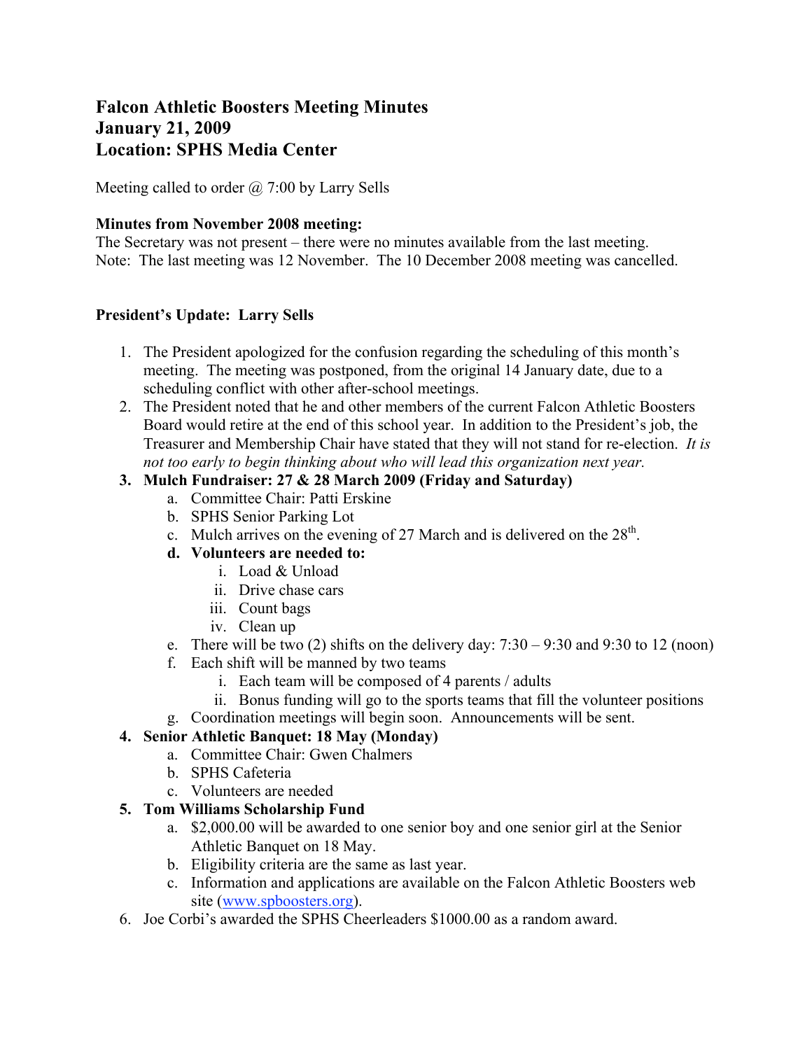# Falcon Athletic Boosters Meeting Minutes
# January 21, 2009
# Location: SPHS Media Center

Meeting called to order @ 7:00 by Larry Sells

**Minutes from November 2008 meeting:**
The Secretary was not present – there were no minutes available from the last meeting.
Note: The last meeting was 12 November. The 10 December 2008 meeting was cancelled.

**President's Update: Larry Sells**

1. The President apologized for the confusion regarding the scheduling of this month's meeting. The meeting was postponed, from the original 14 January date, due to a scheduling conflict with other after-school meetings.
2. The President noted that he and other members of the current Falcon Athletic Boosters Board would retire at the end of this school year. In addition to the President's job, the Treasurer and Membership Chair have stated that they will not stand for re-election. *It is not too early to begin thinking about who will lead this organization next year.*
3. **Mulch Fundraiser: 27 & 28 March 2009 (Friday and Saturday)**
   a. Committee Chair: Patti Erskine
   b. SPHS Senior Parking Lot
   c. Mulch arrives on the evening of 27 March and is delivered on the 28th.
   d. **Volunteers are needed to:**
      i. Load & Unload
      ii. Drive chase cars
      iii. Count bags
      iv. Clean up
   e. There will be two (2) shifts on the delivery day: 7:30 – 9:30 and 9:30 to 12 (noon)
   f. Each shift will be manned by two teams
      i. Each team will be composed of 4 parents / adults
      ii. Bonus funding will go to the sports teams that fill the volunteer positions
   g. Coordination meetings will begin soon. Announcements will be sent.
4. **Senior Athletic Banquet: 18 May (Monday)**
   a. Committee Chair: Gwen Chalmers
   b. SPHS Cafeteria
   c. Volunteers are needed
5. **Tom Williams Scholarship Fund**
   a. $2,000.00 will be awarded to one senior boy and one senior girl at the Senior Athletic Banquet on 18 May.
   b. Eligibility criteria are the same as last year.
   c. Information and applications are available on the Falcon Athletic Boosters web site (www.spboosters.org).
6. Joe Corbi's awarded the SPHS Cheerleaders $1000.00 as a random award.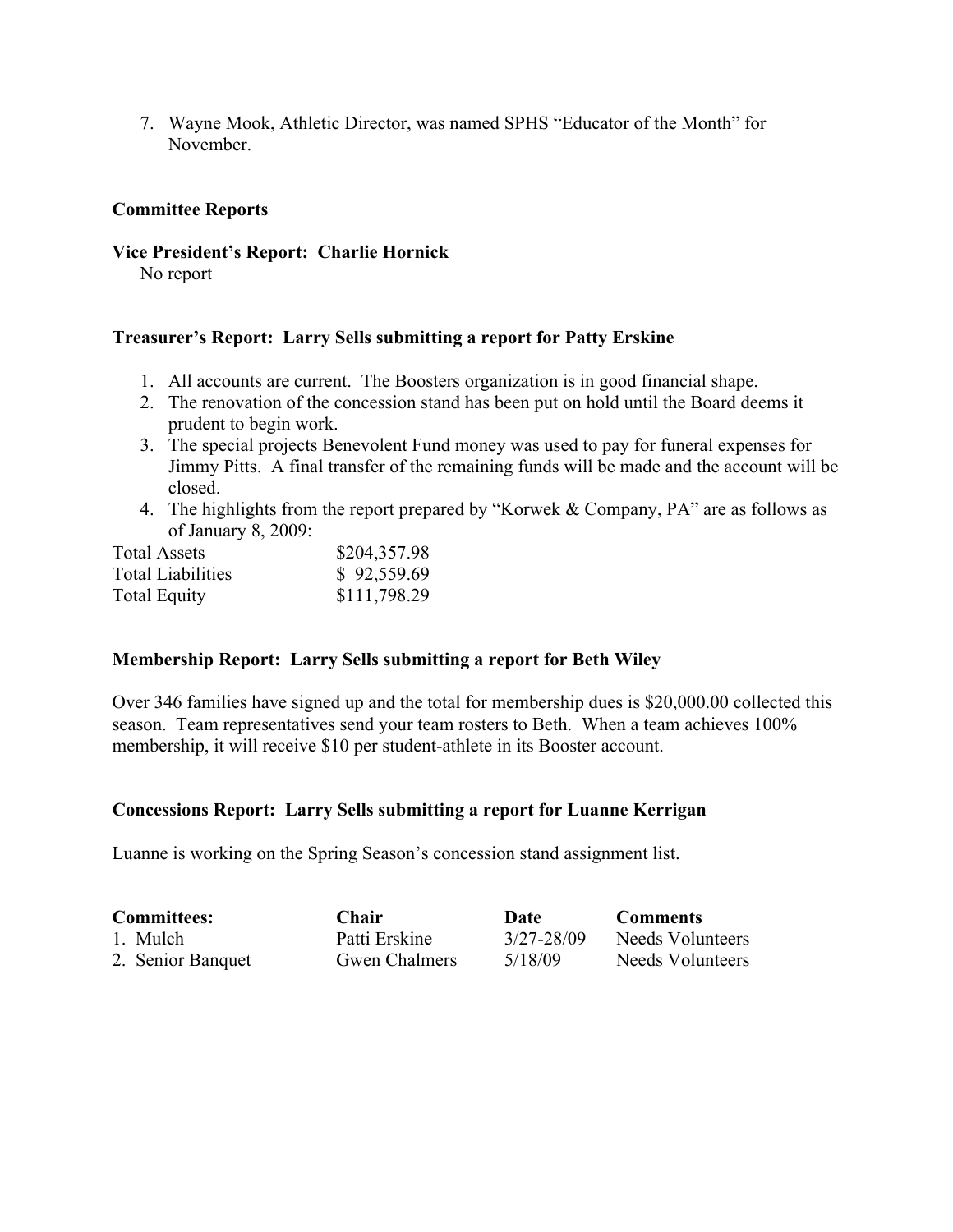7. Wayne Mook, Athletic Director, was named SPHS "Educator of the Month" for November.

**Committee Reports**

**Vice President's Report: Charlie Hornick**

No report

**Treasurer's Report: Larry Sells submitting a report for Patty Erskine**

1. All accounts are current. The Boosters organization is in good financial shape.
2. The renovation of the concession stand has been put on hold until the Board deems it prudent to begin work.
3. The special projects Benevolent Fund money was used to pay for funeral expenses for Jimmy Pitts. A final transfer of the remaining funds will be made and the account will be closed.
4. The highlights from the report prepared by "Korwek & Company, PA" are as follows as of January 8, 2009:

| | |
|---|---|
| Total Assets | $204,357.98 |
| Total Liabilities | $ 92,559.69 |
| Total Equity | $111,798.29 |

**Membership Report: Larry Sells submitting a report for Beth Wiley**

Over 346 families have signed up and the total for membership dues is $20,000.00 collected this season. Team representatives send your team rosters to Beth. When a team achieves 100% membership, it will receive $10 per student-athlete in its Booster account.

**Concessions Report: Larry Sells submitting a report for Luanne Kerrigan**

Luanne is working on the Spring Season's concession stand assignment list.

| Committees: | Chair | Date | Comments |
|---|---|---|---|
| 1. Mulch | Patti Erskine | 3/27-28/09 | Needs Volunteers |
| 2. Senior Banquet | Gwen Chalmers | 5/18/09 | Needs Volunteers |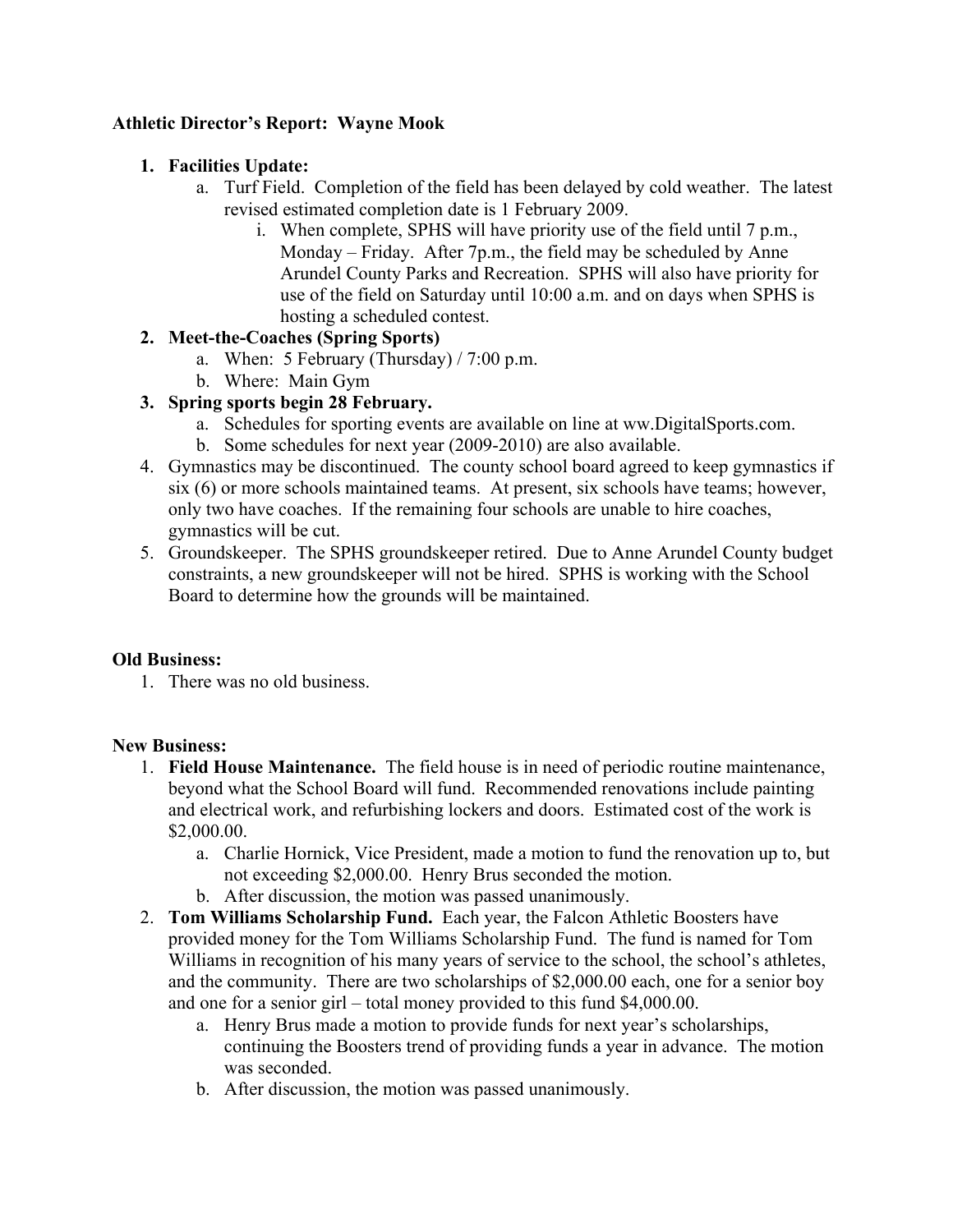**Athletic Director's Report: Wayne Mook**

1. **Facilities Update:**
   a. Turf Field. Completion of the field has been delayed by cold weather. The latest revised estimated completion date is 1 February 2009.
      i. When complete, SPHS will have priority use of the field until 7 p.m., Monday – Friday. After 7p.m., the field may be scheduled by Anne Arundel County Parks and Recreation. SPHS will also have priority for use of the field on Saturday until 10:00 a.m. and on days when SPHS is hosting a scheduled contest.
2. **Meet-the-Coaches (Spring Sports)**
   a. When: 5 February (Thursday) / 7:00 p.m.
   b. Where: Main Gym
3. **Spring sports begin 28 February.**
   a. Schedules for sporting events are available on line at ww.DigitalSports.com.
   b. Some schedules for next year (2009-2010) are also available.
4. Gymnastics may be discontinued. The county school board agreed to keep gymnastics if six (6) or more schools maintained teams. At present, six schools have teams; however, only two have coaches. If the remaining four schools are unable to hire coaches, gymnastics will be cut.
5. Groundskeeper. The SPHS groundskeeper retired. Due to Anne Arundel County budget constraints, a new groundskeeper will not be hired. SPHS is working with the School Board to determine how the grounds will be maintained.

**Old Business:**

1. There was no old business.

**New Business:**

1. **Field House Maintenance.** The field house is in need of periodic routine maintenance, beyond what the School Board will fund. Recommended renovations include painting and electrical work, and refurbishing lockers and doors. Estimated cost of the work is $2,000.00.
   a. Charlie Hornick, Vice President, made a motion to fund the renovation up to, but not exceeding $2,000.00. Henry Brus seconded the motion.
   b. After discussion, the motion was passed unanimously.
2. **Tom Williams Scholarship Fund.** Each year, the Falcon Athletic Boosters have provided money for the Tom Williams Scholarship Fund. The fund is named for Tom Williams in recognition of his many years of service to the school, the school's athletes, and the community. There are two scholarships of $2,000.00 each, one for a senior boy and one for a senior girl – total money provided to this fund $4,000.00.
   a. Henry Brus made a motion to provide funds for next year's scholarships, continuing the Boosters trend of providing funds a year in advance. The motion was seconded.
   b. After discussion, the motion was passed unanimously.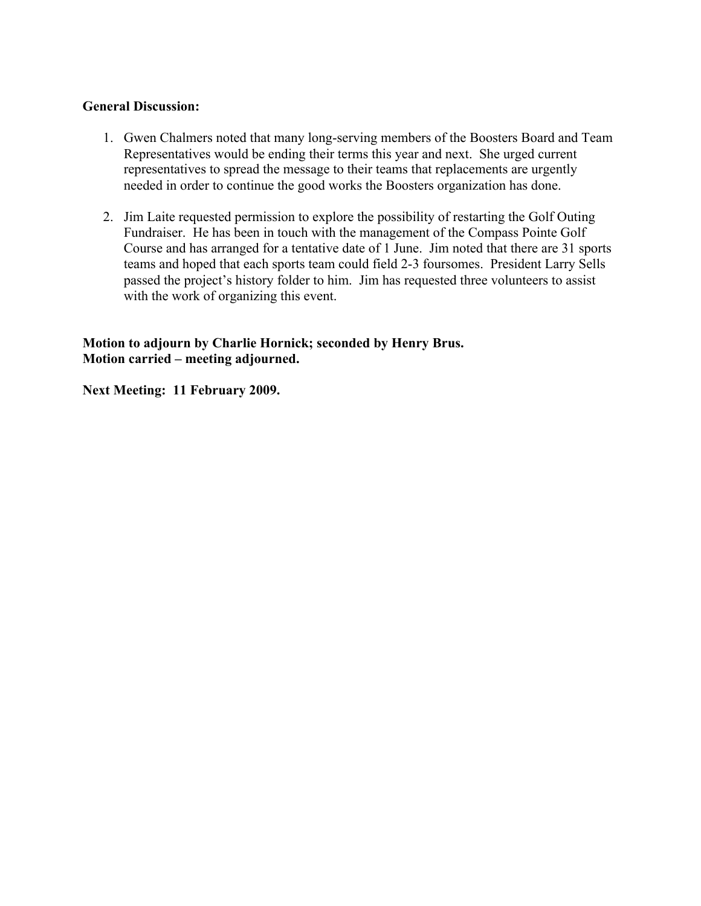**General Discussion:**

1. Gwen Chalmers noted that many long-serving members of the Boosters Board and Team Representatives would be ending their terms this year and next. She urged current representatives to spread the message to their teams that replacements are urgently needed in order to continue the good works the Boosters organization has done.

2. Jim Laite requested permission to explore the possibility of restarting the Golf Outing Fundraiser. He has been in touch with the management of the Compass Pointe Golf Course and has arranged for a tentative date of 1 June. Jim noted that there are 31 sports teams and hoped that each sports team could field 2-3 foursomes. President Larry Sells passed the project's history folder to him. Jim has requested three volunteers to assist with the work of organizing this event.

**Motion to adjourn by Charlie Hornick; seconded by Henry Brus.**
**Motion carried – meeting adjourned.**

**Next Meeting: 11 February 2009.**